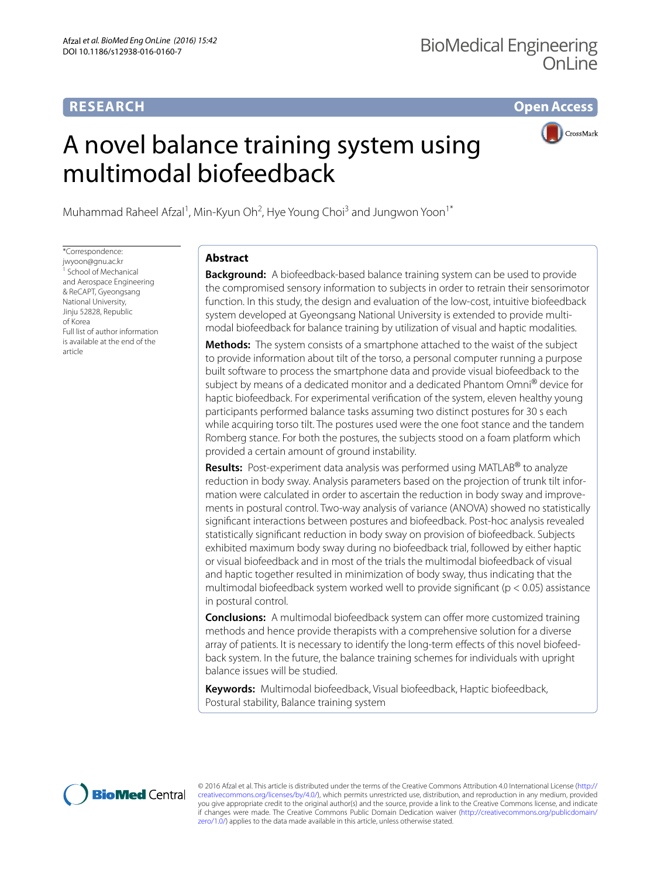RESEARCH

Open Access

# A novel balance training system using multimodal biofeedback

Muhammad Raheel Afzal[1], Min-Kyun Oh[2], Hye Young Choi[3] and Jungwon Yoon[1*]

*Correspondence: jwyoon@gnu.ac.kr
[1] School of Mechanical and Aerospace Engineering & ReCAPT, Gyeongsang National University, Jinju 52828, Republic of Korea
Full list of author information is available at the end of the article

## Abstract

**Background:** A biofeedback-based balance training system can be used to provide the compromised sensory information to subjects in order to retrain their sensorimotor function. In this study, the design and evaluation of the low-cost, intuitive biofeedback system developed at Gyeongsang National University is extended to provide multimodal biofeedback for balance training by utilization of visual and haptic modalities.

**Methods:** The system consists of a smartphone attached to the waist of the subject to provide information about tilt of the torso, a personal computer running a purpose built software to process the smartphone data and provide visual biofeedback to the subject by means of a dedicated monitor and a dedicated Phantom Omni® device for haptic biofeedback. For experimental verification of the system, eleven healthy young participants performed balance tasks assuming two distinct postures for 30 s each while acquiring torso tilt. The postures used were the one foot stance and the tandem Romberg stance. For both the postures, the subjects stood on a foam platform which provided a certain amount of ground instability.

**Results:** Post-experiment data analysis was performed using MATLAB® to analyze reduction in body sway. Analysis parameters based on the projection of trunk tilt information were calculated in order to ascertain the reduction in body sway and improvements in postural control. Two-way analysis of variance (ANOVA) showed no statistically significant interactions between postures and biofeedback. Post-hoc analysis revealed statistically significant reduction in body sway on provision of biofeedback. Subjects exhibited maximum body sway during no biofeedback trial, followed by either haptic or visual biofeedback and in most of the trials the multimodal biofeedback of visual and haptic together resulted in minimization of body sway, thus indicating that the multimodal biofeedback system worked well to provide significant ($p < 0.05$) assistance in postural control.

**Conclusions:** A multimodal biofeedback system can offer more customized training methods and hence provide therapists with a comprehensive solution for a diverse array of patients. It is necessary to identify the long-term effects of this novel biofeedback system. In the future, the balance training schemes for individuals with upright balance issues will be studied.

**Keywords:** Multimodal biofeedback, Visual biofeedback, Haptic biofeedback, Postural stability, Balance training system

© 2016 Afzal et al. This article is distributed under the terms of the Creative Commons Attribution 4.0 International License (http://creativecommons.org/licenses/by/4.0/), which permits unrestricted use, distribution, and reproduction in any medium, provided you give appropriate credit to the original author(s) and the source, provide a link to the Creative Commons license, and indicate if changes were made. The Creative Commons Public Domain Dedication waiver (http://creativecommons.org/publicdomain/zero/1.0/) applies to the data made available in this article, unless otherwise stated.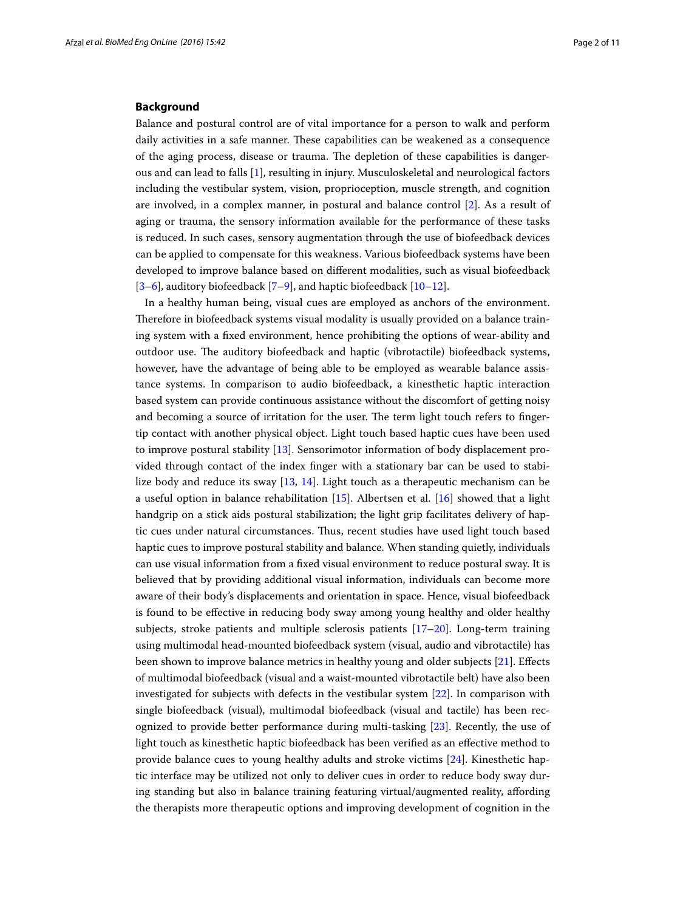## Background

Balance and postural control are of vital importance for a person to walk and perform daily activities in a safe manner. These capabilities can be weakened as a consequence of the aging process, disease or trauma. The depletion of these capabilities is dangerous and can lead to falls [1], resulting in injury. Musculoskeletal and neurological factors including the vestibular system, vision, proprioception, muscle strength, and cognition are involved, in a complex manner, in postural and balance control [2]. As a result of aging or trauma, the sensory information available for the performance of these tasks is reduced. In such cases, sensory augmentation through the use of biofeedback devices can be applied to compensate for this weakness. Various biofeedback systems have been developed to improve balance based on different modalities, such as visual biofeedback [3–6], auditory biofeedback [7–9], and haptic biofeedback [10–12].

In a healthy human being, visual cues are employed as anchors of the environment. Therefore in biofeedback systems visual modality is usually provided on a balance training system with a fixed environment, hence prohibiting the options of wear-ability and outdoor use. The auditory biofeedback and haptic (vibrotactile) biofeedback systems, however, have the advantage of being able to be employed as wearable balance assistance systems. In comparison to audio biofeedback, a kinesthetic haptic interaction based system can provide continuous assistance without the discomfort of getting noisy and becoming a source of irritation for the user. The term light touch refers to fingertip contact with another physical object. Light touch based haptic cues have been used to improve postural stability [13]. Sensorimotor information of body displacement provided through contact of the index finger with a stationary bar can be used to stabilize body and reduce its sway [13, 14]. Light touch as a therapeutic mechanism can be a useful option in balance rehabilitation [15]. Albertsen et al. [16] showed that a light handgrip on a stick aids postural stabilization; the light grip facilitates delivery of haptic cues under natural circumstances. Thus, recent studies have used light touch based haptic cues to improve postural stability and balance. When standing quietly, individuals can use visual information from a fixed visual environment to reduce postural sway. It is believed that by providing additional visual information, individuals can become more aware of their body's displacements and orientation in space. Hence, visual biofeedback is found to be effective in reducing body sway among young healthy and older healthy subjects, stroke patients and multiple sclerosis patients [17–20]. Long-term training using multimodal head-mounted biofeedback system (visual, audio and vibrotactile) has been shown to improve balance metrics in healthy young and older subjects [21]. Effects of multimodal biofeedback (visual and a waist-mounted vibrotactile belt) have also been investigated for subjects with defects in the vestibular system [22]. In comparison with single biofeedback (visual), multimodal biofeedback (visual and tactile) has been recognized to provide better performance during multi-tasking [23]. Recently, the use of light touch as kinesthetic haptic biofeedback has been verified as an effective method to provide balance cues to young healthy adults and stroke victims [24]. Kinesthetic haptic interface may be utilized not only to deliver cues in order to reduce body sway during standing but also in balance training featuring virtual/augmented reality, affording the therapists more therapeutic options and improving development of cognition in the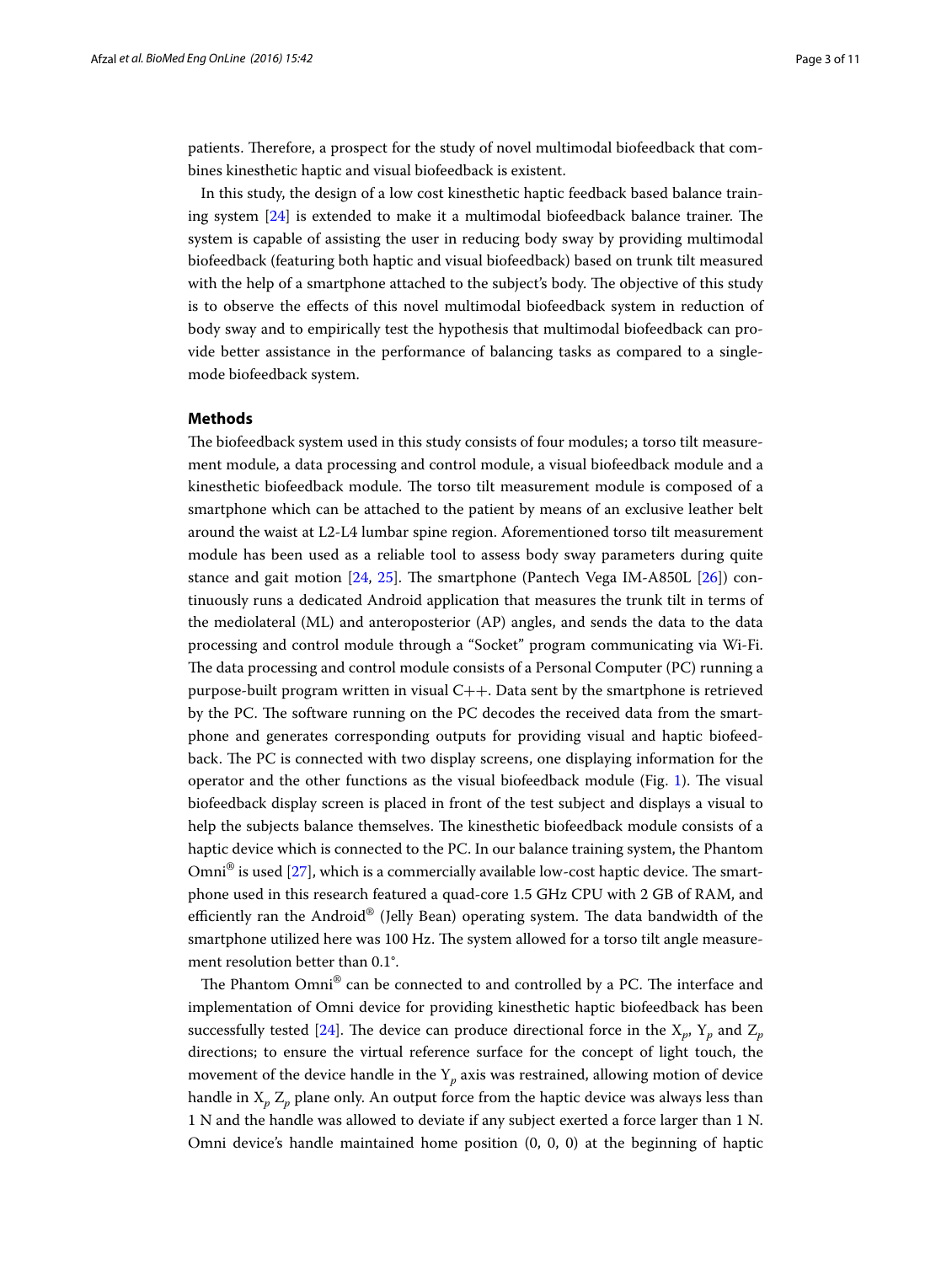patients. Therefore, a prospect for the study of novel multimodal biofeedback that combines kinesthetic haptic and visual biofeedback is existent.

In this study, the design of a low cost kinesthetic haptic feedback based balance training system [24] is extended to make it a multimodal biofeedback balance trainer. The system is capable of assisting the user in reducing body sway by providing multimodal biofeedback (featuring both haptic and visual biofeedback) based on trunk tilt measured with the help of a smartphone attached to the subject's body. The objective of this study is to observe the effects of this novel multimodal biofeedback system in reduction of body sway and to empirically test the hypothesis that multimodal biofeedback can provide better assistance in the performance of balancing tasks as compared to a single-mode biofeedback system.

## Methods

The biofeedback system used in this study consists of four modules; a torso tilt measurement module, a data processing and control module, a visual biofeedback module and a kinesthetic biofeedback module. The torso tilt measurement module is composed of a smartphone which can be attached to the patient by means of an exclusive leather belt around the waist at L2-L4 lumbar spine region. Aforementioned torso tilt measurement module has been used as a reliable tool to assess body sway parameters during quite stance and gait motion [24, 25]. The smartphone (Pantech Vega IM-A850L [26]) continuously runs a dedicated Android application that measures the trunk tilt in terms of the mediolateral (ML) and anteroposterior (AP) angles, and sends the data to the data processing and control module through a "Socket" program communicating via Wi-Fi. The data processing and control module consists of a Personal Computer (PC) running a purpose-built program written in visual C++. Data sent by the smartphone is retrieved by the PC. The software running on the PC decodes the received data from the smartphone and generates corresponding outputs for providing visual and haptic biofeedback. The PC is connected with two display screens, one displaying information for the operator and the other functions as the visual biofeedback module (Fig. 1). The visual biofeedback display screen is placed in front of the test subject and displays a visual to help the subjects balance themselves. The kinesthetic biofeedback module consists of a haptic device which is connected to the PC. In our balance training system, the Phantom Omni® is used [27], which is a commercially available low-cost haptic device. The smartphone used in this research featured a quad-core 1.5 GHz CPU with 2 GB of RAM, and efficiently ran the Android® (Jelly Bean) operating system. The data bandwidth of the smartphone utilized here was 100 Hz. The system allowed for a torso tilt angle measurement resolution better than 0.1°.

The Phantom Omni® can be connected to and controlled by a PC. The interface and implementation of Omni device for providing kinesthetic haptic biofeedback has been successfully tested [24]. The device can produce directional force in the $X_p$, $Y_p$ and $Z_p$ directions; to ensure the virtual reference surface for the concept of light touch, the movement of the device handle in the $Y_p$ axis was restrained, allowing motion of device handle in $X_p$ $Z_p$ plane only. An output force from the haptic device was always less than 1 N and the handle was allowed to deviate if any subject exerted a force larger than 1 N. Omni device's handle maintained home position (0, 0, 0) at the beginning of haptic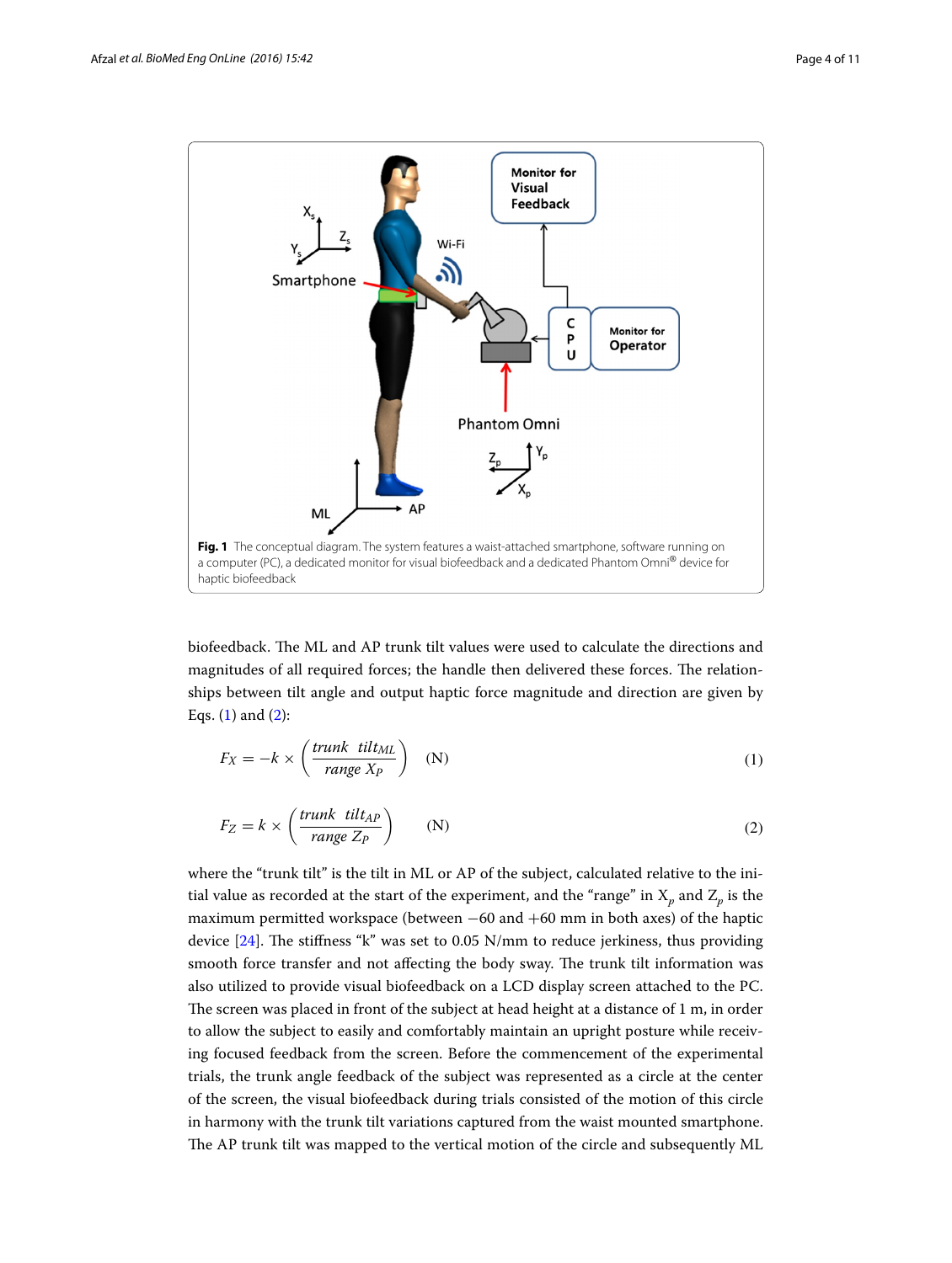Fig. 1 The conceptual diagram. The system features a waist-attached smartphone, software running on a computer (PC), a dedicated monitor for visual biofeedback and a dedicated Phantom Omni® device for haptic biofeedback

biofeedback. The ML and AP trunk tilt values were used to calculate the directions and magnitudes of all required forces; the handle then delivered these forces. The relationships between tilt angle and output haptic force magnitude and direction are given by Eqs. (1) and (2):

$$F_X = -k \times \left( \frac{trunk \ \ tilt_{ML}}{range \ X_P} \right) \quad \text{(N)} \tag{1}$$

$$F_Z = k \times \left( \frac{trunk \ \ tilt_{AP}}{range \ Z_P} \right) \quad \text{(N)} \tag{2}$$

where the "trunk tilt" is the tilt in ML or AP of the subject, calculated relative to the initial value as recorded at the start of the experiment, and the "range" in $X_p$ and $Z_p$ is the maximum permitted workspace (between −60 and +60 mm in both axes) of the haptic device [24]. The stiffness "k" was set to 0.05 N/mm to reduce jerkiness, thus providing smooth force transfer and not affecting the body sway. The trunk tilt information was also utilized to provide visual biofeedback on a LCD display screen attached to the PC. The screen was placed in front of the subject at head height at a distance of 1 m, in order to allow the subject to easily and comfortably maintain an upright posture while receiving focused feedback from the screen. Before the commencement of the experimental trials, the trunk angle feedback of the subject was represented as a circle at the center of the screen, the visual biofeedback during trials consisted of the motion of this circle in harmony with the trunk tilt variations captured from the waist mounted smartphone. The AP trunk tilt was mapped to the vertical motion of the circle and subsequently ML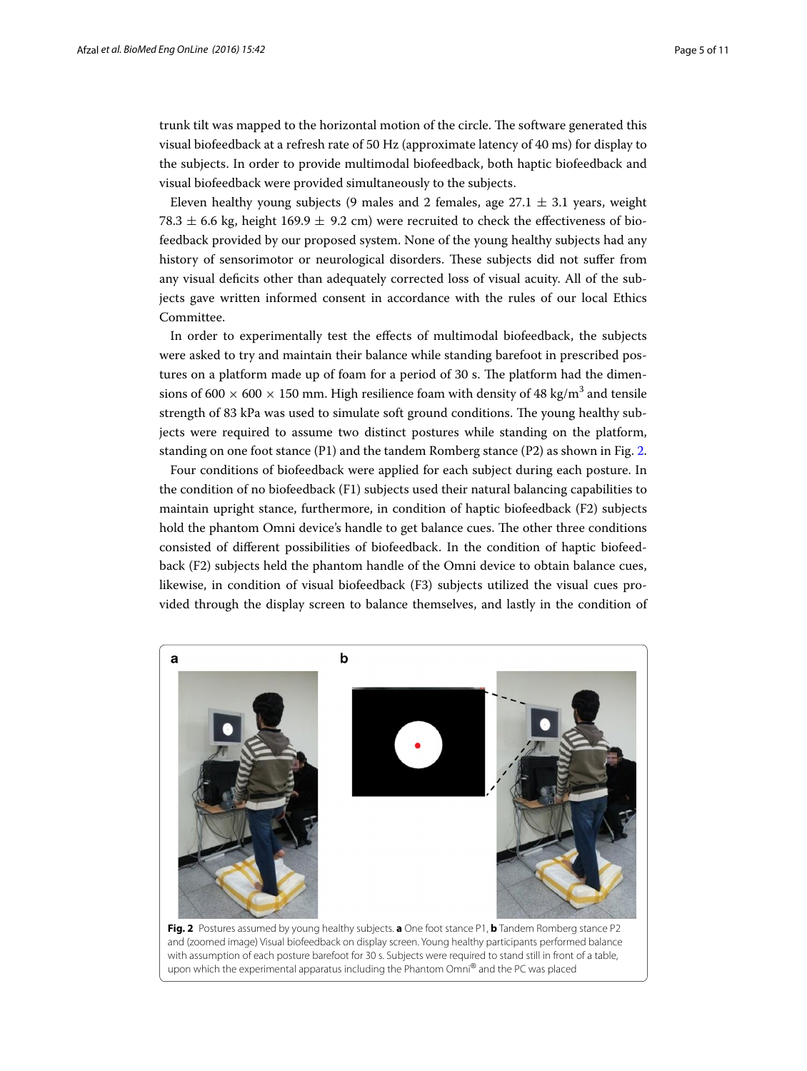trunk tilt was mapped to the horizontal motion of the circle. The software generated this visual biofeedback at a refresh rate of 50 Hz (approximate latency of 40 ms) for display to the subjects. In order to provide multimodal biofeedback, both haptic biofeedback and visual biofeedback were provided simultaneously to the subjects.

Eleven healthy young subjects (9 males and 2 females, age 27.1 ± 3.1 years, weight 78.3 ± 6.6 kg, height 169.9 ± 9.2 cm) were recruited to check the effectiveness of biofeedback provided by our proposed system. None of the young healthy subjects had any history of sensorimotor or neurological disorders. These subjects did not suffer from any visual deficits other than adequately corrected loss of visual acuity. All of the subjects gave written informed consent in accordance with the rules of our local Ethics Committee.

In order to experimentally test the effects of multimodal biofeedback, the subjects were asked to try and maintain their balance while standing barefoot in prescribed postures on a platform made up of foam for a period of 30 s. The platform had the dimensions of 600 × 600 × 150 mm. High resilience foam with density of 48 kg/m$^3$ and tensile strength of 83 kPa was used to simulate soft ground conditions. The young healthy subjects were required to assume two distinct postures while standing on the platform, standing on one foot stance (P1) and the tandem Romberg stance (P2) as shown in Fig. 2.

Four conditions of biofeedback were applied for each subject during each posture. In the condition of no biofeedback (F1) subjects used their natural balancing capabilities to maintain upright stance, furthermore, in condition of haptic biofeedback (F2) subjects hold the phantom Omni device's handle to get balance cues. The other three conditions consisted of different possibilities of biofeedback. In the condition of haptic biofeedback (F2) subjects held the phantom handle of the Omni device to obtain balance cues, likewise, in condition of visual biofeedback (F3) subjects utilized the visual cues provided through the display screen to balance themselves, and lastly in the condition of

**Fig. 2** Postures assumed by young healthy subjects. **a** One foot stance P1, **b** Tandem Romberg stance P2 and (zoomed image) Visual biofeedback on display screen. Young healthy participants performed balance with assumption of each posture barefoot for 30 s. Subjects were required to stand still in front of a table, upon which the experimental apparatus including the Phantom Omni® and the PC was placed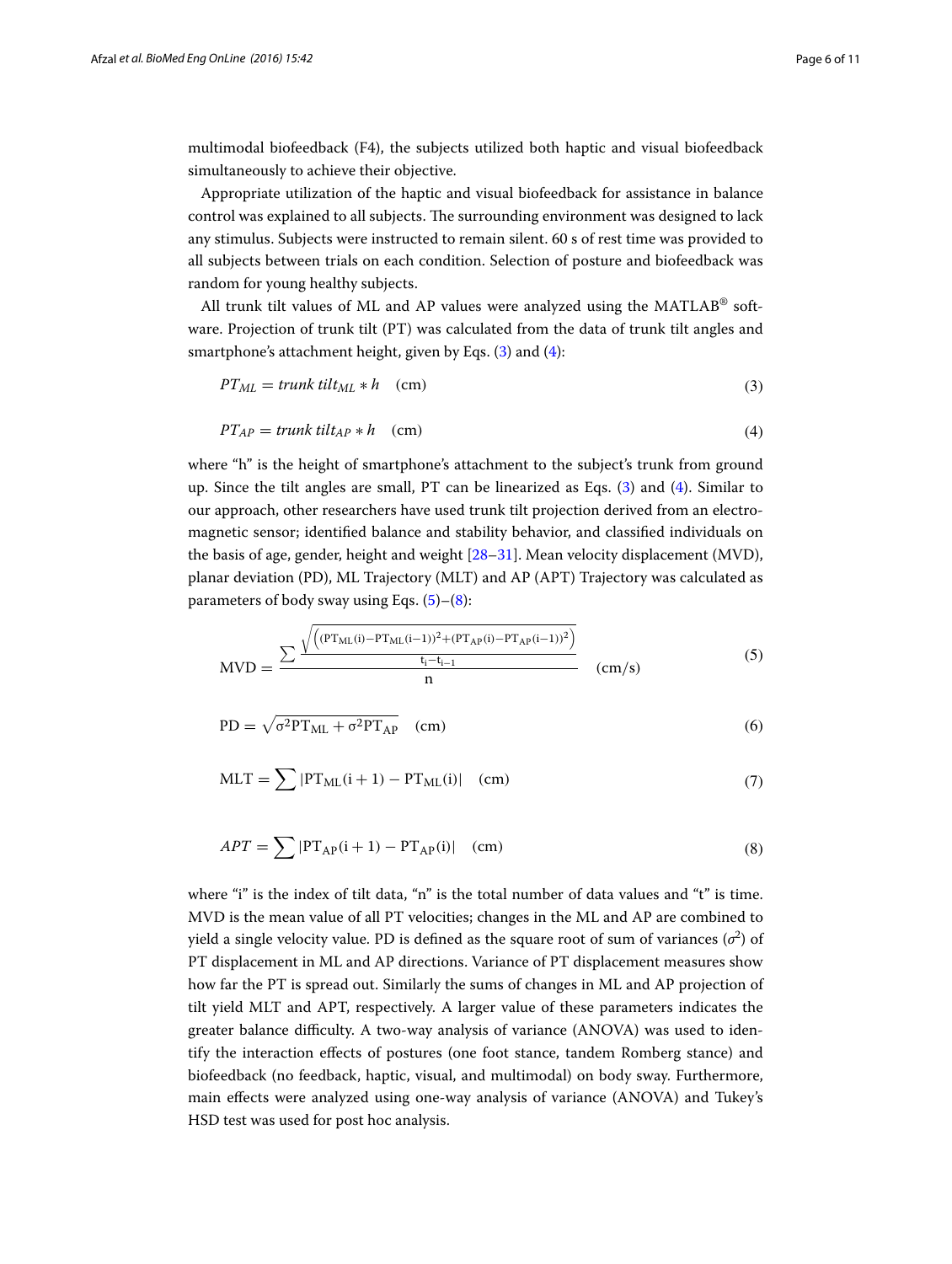multimodal biofeedback (F4), the subjects utilized both haptic and visual biofeedback simultaneously to achieve their objective.

Appropriate utilization of the haptic and visual biofeedback for assistance in balance control was explained to all subjects. The surrounding environment was designed to lack any stimulus. Subjects were instructed to remain silent. 60 s of rest time was provided to all subjects between trials on each condition. Selection of posture and biofeedback was random for young healthy subjects.

All trunk tilt values of ML and AP values were analyzed using the MATLAB® software. Projection of trunk tilt (PT) was calculated from the data of trunk tilt angles and smartphone's attachment height, given by Eqs. (3) and (4):

$$PT_{ML} = trunk\ tilt_{ML} * h \quad \text{(cm)} \tag{3}$$

$$PT_{AP} = trunk\ tilt_{AP} * h \quad \text{(cm)} \tag{4}$$

where "h" is the height of smartphone's attachment to the subject's trunk from ground up. Since the tilt angles are small, PT can be linearized as Eqs. (3) and (4). Similar to our approach, other researchers have used trunk tilt projection derived from an electromagnetic sensor; identified balance and stability behavior, and classified individuals on the basis of age, gender, height and weight [28–31]. Mean velocity displacement (MVD), planar deviation (PD), ML Trajectory (MLT) and AP (APT) Trajectory was calculated as parameters of body sway using Eqs. (5)–(8):

$$\text{MVD} = \frac{\sum \frac{\sqrt{\left((\text{PT}_{\text{ML}}(\text{i}) - \text{PT}_{\text{ML}}(\text{i}-1))^2 + (\text{PT}_{\text{AP}}(\text{i}) - \text{PT}_{\text{AP}}(\text{i}-1))^2\right)}}{\text{t}_\text{i} - \text{t}_{\text{i}-1}}}{\text{n}} \quad \text{(cm/s)} \tag{5}$$

$$\text{PD} = \sqrt{\sigma^2\text{PT}_{\text{ML}} + \sigma^2\text{PT}_{\text{AP}}} \quad \text{(cm)} \tag{6}$$

$$\text{MLT} = \sum |\text{PT}_{\text{ML}}(\text{i}+1) - \text{PT}_{\text{ML}}(\text{i})| \quad \text{(cm)} \tag{7}$$

$$APT = \sum |\text{PT}_{\text{AP}}(\text{i}+1) - \text{PT}_{\text{AP}}(\text{i})| \quad \text{(cm)} \tag{8}$$

where "i" is the index of tilt data, "n" is the total number of data values and "t" is time. MVD is the mean value of all PT velocities; changes in the ML and AP are combined to yield a single velocity value. PD is defined as the square root of sum of variances ($\sigma^2$) of PT displacement in ML and AP directions. Variance of PT displacement measures show how far the PT is spread out. Similarly the sums of changes in ML and AP projection of tilt yield MLT and APT, respectively. A larger value of these parameters indicates the greater balance difficulty. A two-way analysis of variance (ANOVA) was used to identify the interaction effects of postures (one foot stance, tandem Romberg stance) and biofeedback (no feedback, haptic, visual, and multimodal) on body sway. Furthermore, main effects were analyzed using one-way analysis of variance (ANOVA) and Tukey's HSD test was used for post hoc analysis.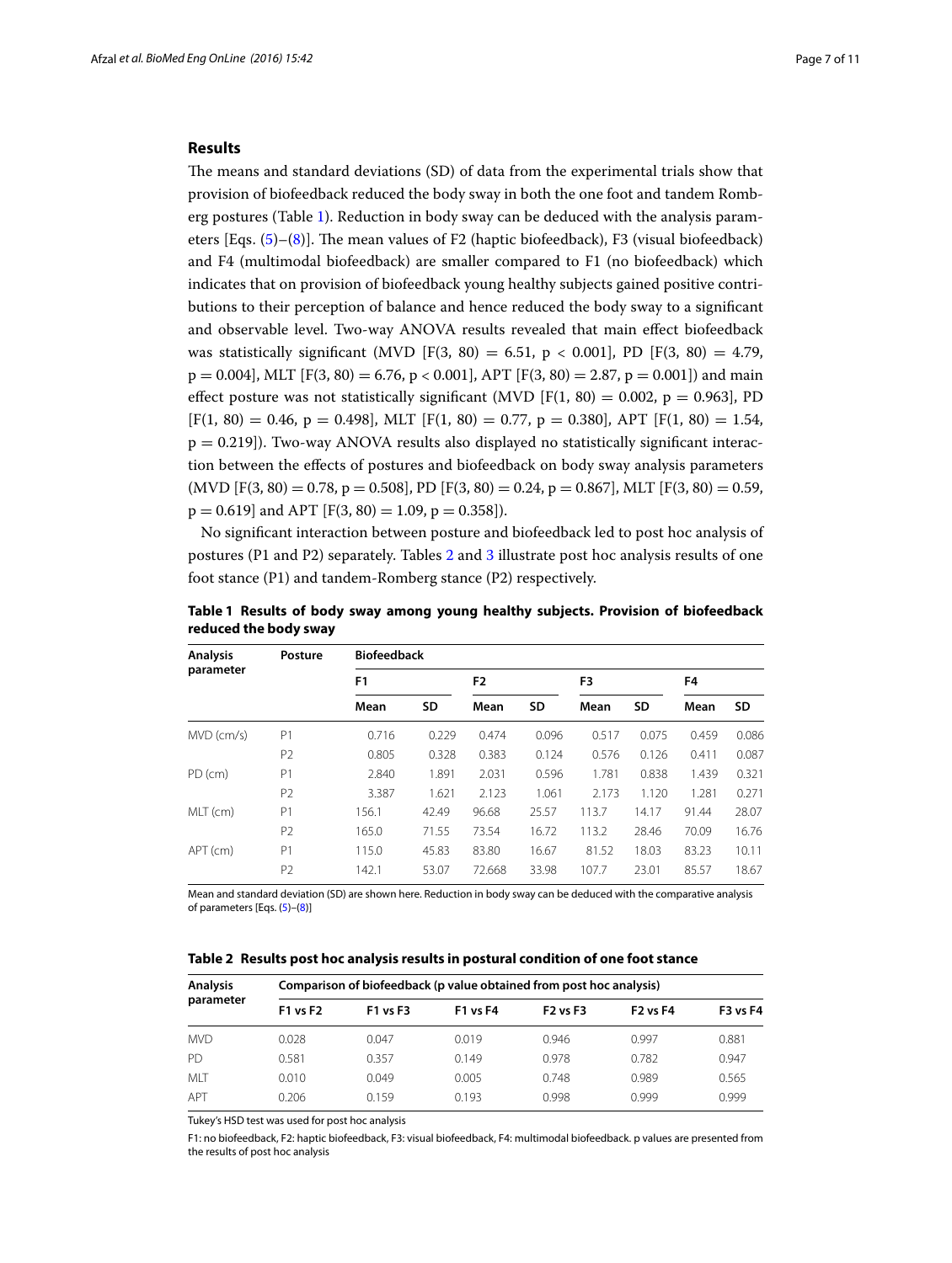## Results

The means and standard deviations (SD) of data from the experimental trials show that provision of biofeedback reduced the body sway in both the one foot and tandem Romberg postures (Table 1). Reduction in body sway can be deduced with the analysis parameters [Eqs. (5)–(8)]. The mean values of F2 (haptic biofeedback), F3 (visual biofeedback) and F4 (multimodal biofeedback) are smaller compared to F1 (no biofeedback) which indicates that on provision of biofeedback young healthy subjects gained positive contributions to their perception of balance and hence reduced the body sway to a significant and observable level. Two-way ANOVA results revealed that main effect biofeedback was statistically significant (MVD [$F(3, 80) = 6.51$, $p < 0.001$], PD [$F(3, 80) = 4.79$, $p = 0.004$], MLT [$F(3, 80) = 6.76$, $p < 0.001$], APT [$F(3, 80) = 2.87$, $p = 0.001$]) and main effect posture was not statistically significant (MVD [$F(1, 80) = 0.002$, $p = 0.963$], PD [$F(1, 80) = 0.46$, $p = 0.498$], MLT [$F(1, 80) = 0.77$, $p = 0.380$], APT [$F(1, 80) = 1.54$, $p = 0.219$]). Two-way ANOVA results also displayed no statistically significant interaction between the effects of postures and biofeedback on body sway analysis parameters (MVD [$F(3, 80) = 0.78$, $p = 0.508$], PD [$F(3, 80) = 0.24$, $p = 0.867$], MLT [$F(3, 80) = 0.59$, $p = 0.619$] and APT [$F(3, 80) = 1.09$, $p = 0.358$]).

No significant interaction between posture and biofeedback led to post hoc analysis of postures (P1 and P2) separately. Tables 2 and 3 illustrate post hoc analysis results of one foot stance (P1) and tandem-Romberg stance (P2) respectively.

**Table 1 Results of body sway among young healthy subjects. Provision of biofeedback reduced the body sway**

| Analysis parameter | Posture | Biofeedback | | | | | | | |
|---|---|---|---|---|---|---|---|---|---|
| | | F1 | | F2 | | F3 | | F4 | |
| | | Mean | SD | Mean | SD | Mean | SD | Mean | SD |
| MVD (cm/s) | P1 | 0.716 | 0.229 | 0.474 | 0.096 | 0.517 | 0.075 | 0.459 | 0.086 |
| | P2 | 0.805 | 0.328 | 0.383 | 0.124 | 0.576 | 0.126 | 0.411 | 0.087 |
| PD (cm) | P1 | 2.840 | 1.891 | 2.031 | 0.596 | 1.781 | 0.838 | 1.439 | 0.321 |
| | P2 | 3.387 | 1.621 | 2.123 | 1.061 | 2.173 | 1.120 | 1.281 | 0.271 |
| MLT (cm) | P1 | 156.1 | 42.49 | 96.68 | 25.57 | 113.7 | 14.17 | 91.44 | 28.07 |
| | P2 | 165.0 | 71.55 | 73.54 | 16.72 | 113.2 | 28.46 | 70.09 | 16.76 |
| APT (cm) | P1 | 115.0 | 45.83 | 83.80 | 16.67 | 81.52 | 18.03 | 83.23 | 10.11 |
| | P2 | 142.1 | 53.07 | 72.668 | 33.98 | 107.7 | 23.01 | 85.57 | 18.67 |

Mean and standard deviation (SD) are shown here. Reduction in body sway can be deduced with the comparative analysis of parameters [Eqs. (5)–(8)]

**Table 2 Results post hoc analysis results in postural condition of one foot stance**

| Analysis parameter | Comparison of biofeedback (p value obtained from post hoc analysis) | | | | | |
|---|---|---|---|---|---|---|
| | F1 vs F2 | F1 vs F3 | F1 vs F4 | F2 vs F3 | F2 vs F4 | F3 vs F4 |
| MVD | 0.028 | 0.047 | 0.019 | 0.946 | 0.997 | 0.881 |
| PD | 0.581 | 0.357 | 0.149 | 0.978 | 0.782 | 0.947 |
| MLT | 0.010 | 0.049 | 0.005 | 0.748 | 0.989 | 0.565 |
| APT | 0.206 | 0.159 | 0.193 | 0.998 | 0.999 | 0.999 |

Tukey's HSD test was used for post hoc analysis

F1: no biofeedback, F2: haptic biofeedback, F3: visual biofeedback, F4: multimodal biofeedback. p values are presented from the results of post hoc analysis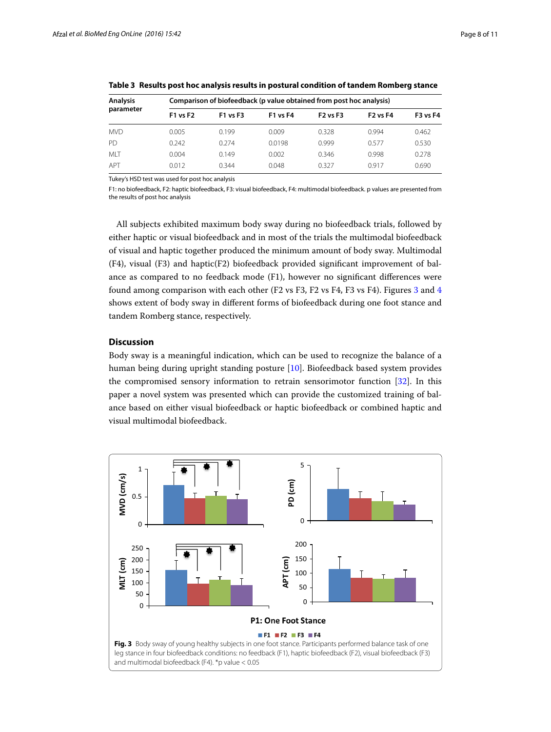**Table 3 Results post hoc analysis results in postural condition of tandem Romberg stance**

| Analysis parameter | Comparison of biofeedback (p value obtained from post hoc analysis) | | | | | |
|---|---|---|---|---|---|---|
| | F1 vs F2 | F1 vs F3 | F1 vs F4 | F2 vs F3 | F2 vs F4 | F3 vs F4 |
| MVD | 0.005 | 0.199 | 0.009 | 0.328 | 0.994 | 0.462 |
| PD | 0.242 | 0.274 | 0.0198 | 0.999 | 0.577 | 0.530 |
| MLT | 0.004 | 0.149 | 0.002 | 0.346 | 0.998 | 0.278 |
| APT | 0.012 | 0.344 | 0.048 | 0.327 | 0.917 | 0.690 |

Tukey's HSD test was used for post hoc analysis

F1: no biofeedback, F2: haptic biofeedback, F3: visual biofeedback, F4: multimodal biofeedback. p values are presented from the results of post hoc analysis

All subjects exhibited maximum body sway during no biofeedback trials, followed by either haptic or visual biofeedback and in most of the trials the multimodal biofeedback of visual and haptic together produced the minimum amount of body sway. Multimodal (F4), visual (F3) and haptic(F2) biofeedback provided significant improvement of balance as compared to no feedback mode (F1), however no significant differences were found among comparison with each other (F2 vs F3, F2 vs F4, F3 vs F4). Figures 3 and 4 shows extent of body sway in different forms of biofeedback during one foot stance and tandem Romberg stance, respectively.

## Discussion

Body sway is a meaningful indication, which can be used to recognize the balance of a human being during upright standing posture [10]. Biofeedback based system provides the compromised sensory information to retrain sensorimotor function [32]. In this paper a novel system was presented which can provide the customized training of balance based on either visual biofeedback or haptic biofeedback or combined haptic and visual multimodal biofeedback.

**Fig. 3** Body sway of young healthy subjects in one foot stance. Participants performed balance task of one leg stance in four biofeedback conditions: no feedback (F1), haptic biofeedback (F2), visual biofeedback (F3) and multimodal biofeedback (F4). *p value < 0.05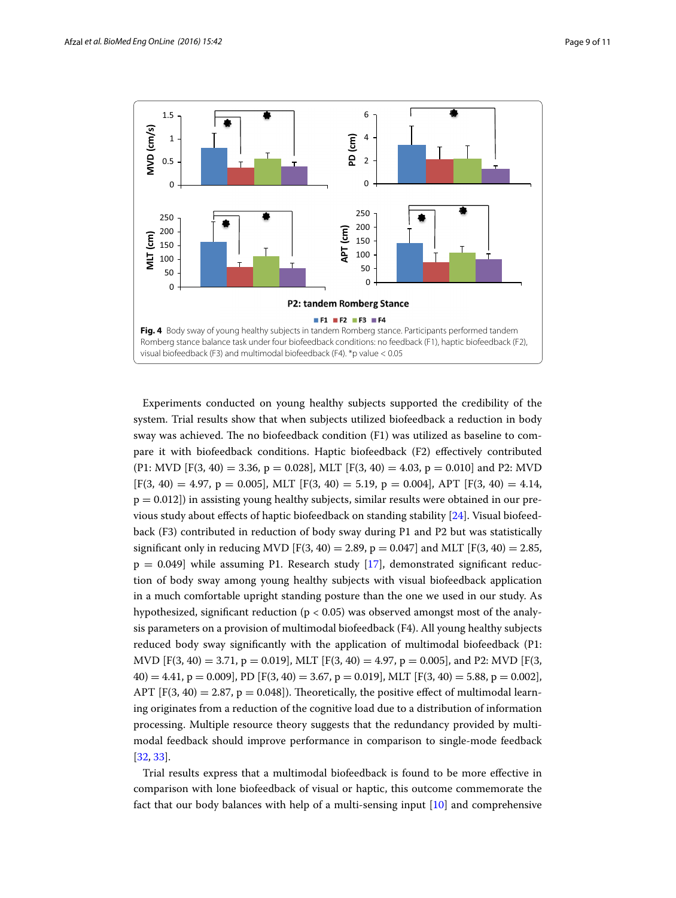Fig. 4 Body sway of young healthy subjects in tandem Romberg stance. Participants performed tandem Romberg stance balance task under four biofeedback conditions: no feedback (F1), haptic biofeedback (F2), visual biofeedback (F3) and multimodal biofeedback (F4). *p value < 0.05

Experiments conducted on young healthy subjects supported the credibility of the system. Trial results show that when subjects utilized biofeedback a reduction in body sway was achieved. The no biofeedback condition (F1) was utilized as baseline to compare it with biofeedback conditions. Haptic biofeedback (F2) effectively contributed (P1: MVD [$F(3, 40) = 3.36$, $p = 0.028$], MLT [$F(3, 40) = 4.03$, $p = 0.010$] and P2: MVD [$F(3, 40) = 4.97$, $p = 0.005$], MLT [$F(3, 40) = 5.19$, $p = 0.004$], APT [$F(3, 40) = 4.14$, $p = 0.012$]) in assisting young healthy subjects, similar results were obtained in our previous study about effects of haptic biofeedback on standing stability [24]. Visual biofeedback (F3) contributed in reduction of body sway during P1 and P2 but was statistically significant only in reducing MVD [$F(3, 40) = 2.89$, $p = 0.047$] and MLT [$F(3, 40) = 2.85$, $p = 0.049$] while assuming P1. Research study [17], demonstrated significant reduction of body sway among young healthy subjects with visual biofeedback application in a much comfortable upright standing posture than the one we used in our study. As hypothesized, significant reduction ($p < 0.05$) was observed amongst most of the analysis parameters on a provision of multimodal biofeedback (F4). All young healthy subjects reduced body sway significantly with the application of multimodal biofeedback (P1: MVD [$F(3, 40) = 3.71$, $p = 0.019$], MLT [$F(3, 40) = 4.97$, $p = 0.005$], and P2: MVD [$F(3, 40) = 4.41$, $p = 0.009$], PD [$F(3, 40) = 3.67$, $p = 0.019$], MLT [$F(3, 40) = 5.88$, $p = 0.002$], APT [$F(3, 40) = 2.87$, $p = 0.048$]). Theoretically, the positive effect of multimodal learning originates from a reduction of the cognitive load due to a distribution of information processing. Multiple resource theory suggests that the redundancy provided by multimodal feedback should improve performance in comparison to single-mode feedback [32, 33].

Trial results express that a multimodal biofeedback is found to be more effective in comparison with lone biofeedback of visual or haptic, this outcome commemorate the fact that our body balances with help of a multi-sensing input [10] and comprehensive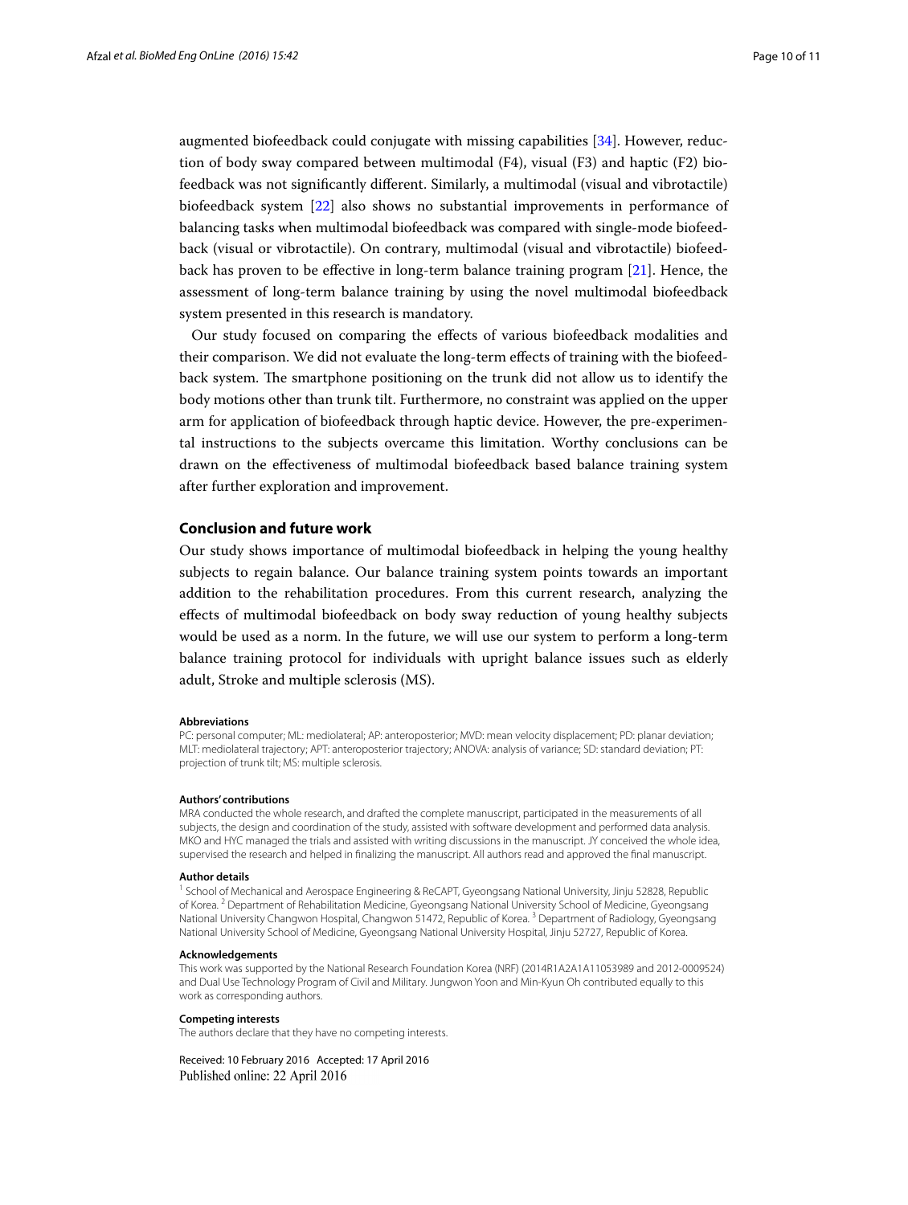augmented biofeedback could conjugate with missing capabilities [34]. However, reduction of body sway compared between multimodal (F4), visual (F3) and haptic (F2) biofeedback was not significantly different. Similarly, a multimodal (visual and vibrotactile) biofeedback system [22] also shows no substantial improvements in performance of balancing tasks when multimodal biofeedback was compared with single-mode biofeedback (visual or vibrotactile). On contrary, multimodal (visual and vibrotactile) biofeedback has proven to be effective in long-term balance training program [21]. Hence, the assessment of long-term balance training by using the novel multimodal biofeedback system presented in this research is mandatory.

Our study focused on comparing the effects of various biofeedback modalities and their comparison. We did not evaluate the long-term effects of training with the biofeedback system. The smartphone positioning on the trunk did not allow us to identify the body motions other than trunk tilt. Furthermore, no constraint was applied on the upper arm for application of biofeedback through haptic device. However, the pre-experimental instructions to the subjects overcame this limitation. Worthy conclusions can be drawn on the effectiveness of multimodal biofeedback based balance training system after further exploration and improvement.

## Conclusion and future work

Our study shows importance of multimodal biofeedback in helping the young healthy subjects to regain balance. Our balance training system points towards an important addition to the rehabilitation procedures. From this current research, analyzing the effects of multimodal biofeedback on body sway reduction of young healthy subjects would be used as a norm. In the future, we will use our system to perform a long-term balance training protocol for individuals with upright balance issues such as elderly adult, Stroke and multiple sclerosis (MS).

#### Abbreviations

PC: personal computer; ML: mediolateral; AP: anteroposterior; MVD: mean velocity displacement; PD: planar deviation; MLT: mediolateral trajectory; APT: anteroposterior trajectory; ANOVA: analysis of variance; SD: standard deviation; PT: projection of trunk tilt; MS: multiple sclerosis.

#### Authors' contributions

MRA conducted the whole research, and drafted the complete manuscript, participated in the measurements of all subjects, the design and coordination of the study, assisted with software development and performed data analysis. MKO and HYC managed the trials and assisted with writing discussions in the manuscript. JY conceived the whole idea, supervised the research and helped in finalizing the manuscript. All authors read and approved the final manuscript.

#### Author details

[1] School of Mechanical and Aerospace Engineering & ReCAPT, Gyeongsang National University, Jinju 52828, Republic of Korea. [2] Department of Rehabilitation Medicine, Gyeongsang National University School of Medicine, Gyeongsang National University Changwon Hospital, Changwon 51472, Republic of Korea. [3] Department of Radiology, Gyeongsang National University School of Medicine, Gyeongsang National University Hospital, Jinju 52727, Republic of Korea.

#### Acknowledgements

This work was supported by the National Research Foundation Korea (NRF) (2014R1A2A1A11053989 and 2012-0009524) and Dual Use Technology Program of Civil and Military. Jungwon Yoon and Min-Kyun Oh contributed equally to this work as corresponding authors.

#### Competing interests

The authors declare that they have no competing interests.

Received: 10 February 2016 Accepted: 17 April 2016
Published online: 22 April 2016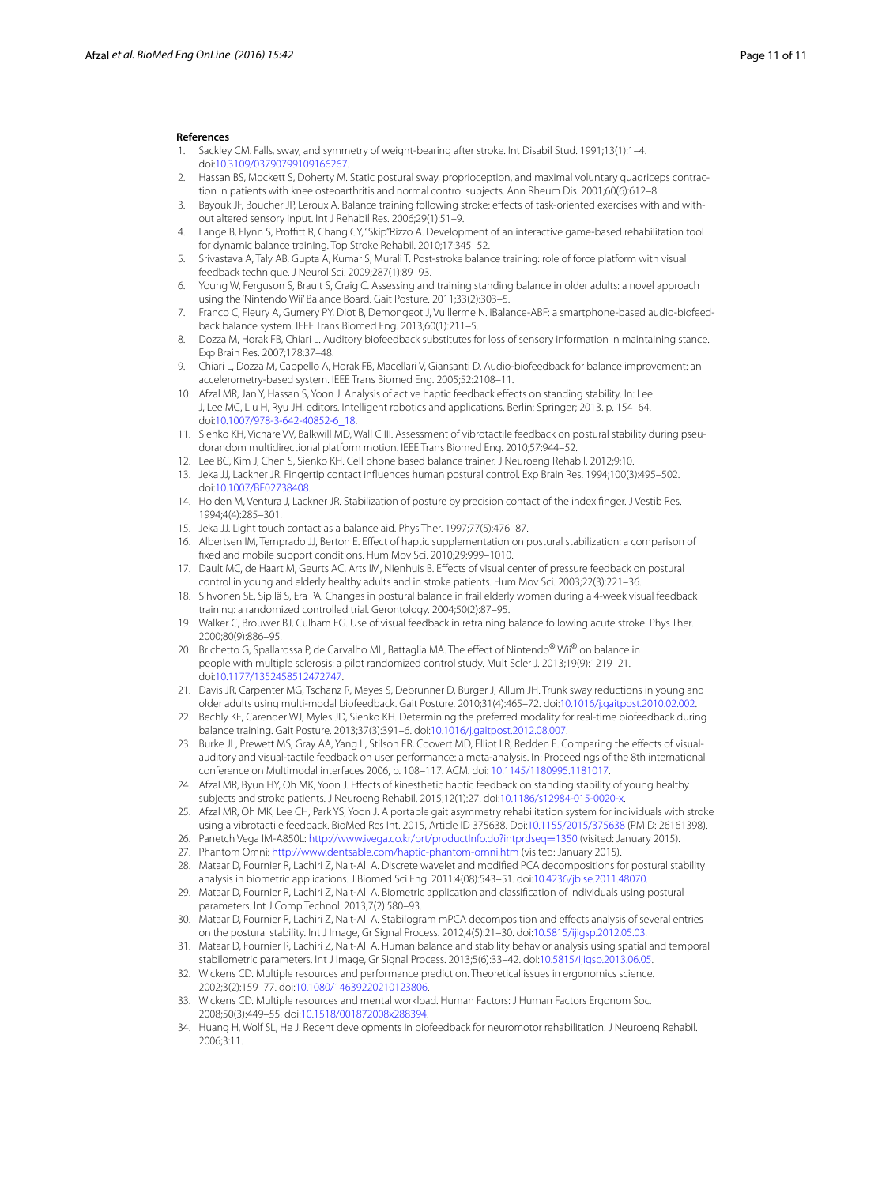**References**

1. Sackley CM. Falls, sway, and symmetry of weight-bearing after stroke. Int Disabil Stud. 1991;13(1):1–4. doi:10.3109/03790799109166267.
2. Hassan BS, Mockett S, Doherty M. Static postural sway, proprioception, and maximal voluntary quadriceps contraction in patients with knee osteoarthritis and normal control subjects. Ann Rheum Dis. 2001;60(6):612–8.
3. Bayouk JF, Boucher JP, Leroux A. Balance training following stroke: effects of task-oriented exercises with and without altered sensory input. Int J Rehabil Res. 2006;29(1):51–9.
4. Lange B, Flynn S, Proffitt R, Chang CY, "Skip"Rizzo A. Development of an interactive game-based rehabilitation tool for dynamic balance training. Top Stroke Rehabil. 2010;17:345–52.
5. Srivastava A, Taly AB, Gupta A, Kumar S, Murali T. Post-stroke balance training: role of force platform with visual feedback technique. J Neurol Sci. 2009;287(1):89–93.
6. Young W, Ferguson S, Brault S, Craig C. Assessing and training standing balance in older adults: a novel approach using the 'Nintendo Wii' Balance Board. Gait Posture. 2011;33(2):303–5.
7. Franco C, Fleury A, Gumery PY, Diot B, Demongeot J, Vuillerme N. iBalance-ABF: a smartphone-based audio-biofeedback balance system. IEEE Trans Biomed Eng. 2013;60(1):211–5.
8. Dozza M, Horak FB, Chiari L. Auditory biofeedback substitutes for loss of sensory information in maintaining stance. Exp Brain Res. 2007;178:37–48.
9. Chiari L, Dozza M, Cappello A, Horak FB, Macellari V, Giansanti D. Audio-biofeedback for balance improvement: an accelerometry-based system. IEEE Trans Biomed Eng. 2005;52:2108–11.
10. Afzal MR, Jan Y, Hassan S, Yoon J. Analysis of active haptic feedback effects on standing stability. In: Lee J, Lee MC, Liu H, Ryu JH, editors. Intelligent robotics and applications. Berlin: Springer; 2013. p. 154–64. doi:10.1007/978-3-642-40852-6_18.
11. Sienko KH, Vichare VV, Balkwill MD, Wall C III. Assessment of vibrotactile feedback on postural stability during pseudorandom multidirectional platform motion. IEEE Trans Biomed Eng. 2010;57:944–52.
12. Lee BC, Kim J, Chen S, Sienko KH. Cell phone based balance trainer. J Neuroeng Rehabil. 2012;9:10.
13. Jeka JJ, Lackner JR. Fingertip contact influences human postural control. Exp Brain Res. 1994;100(3):495–502. doi:10.1007/BF02738408.
14. Holden M, Ventura J, Lackner JR. Stabilization of posture by precision contact of the index finger. J Vestib Res. 1994;4(4):285–301.
15. Jeka JJ. Light touch contact as a balance aid. Phys Ther. 1997;77(5):476–87.
16. Albertsen IM, Temprado JJ, Berton E. Effect of haptic supplementation on postural stabilization: a comparison of fixed and mobile support conditions. Hum Mov Sci. 2010;29:999–1010.
17. Dault MC, de Haart M, Geurts AC, Arts IM, Nienhuis B. Effects of visual center of pressure feedback on postural control in young and elderly healthy adults and in stroke patients. Hum Mov Sci. 2003;22(3):221–36.
18. Sihvonen SE, Sipilä S, Era PA. Changes in postural balance in frail elderly women during a 4-week visual feedback training: a randomized controlled trial. Gerontology. 2004;50(2):87–95.
19. Walker C, Brouwer BJ, Culham EG. Use of visual feedback in retraining balance following acute stroke. Phys Ther. 2000;80(9):886–95.
20. Brichetto G, Spallarossa P, de Carvalho ML, Battaglia MA. The effect of Nintendo® Wii® on balance in people with multiple sclerosis: a pilot randomized control study. Mult Scler J. 2013;19(9):1219–21. doi:10.1177/1352458512472747.
21. Davis JR, Carpenter MG, Tschanz R, Meyes S, Debrunner D, Burger J, Allum JH. Trunk sway reductions in young and older adults using multi-modal biofeedback. Gait Posture. 2010;31(4):465–72. doi:10.1016/j.gaitpost.2010.02.002.
22. Bechly KE, Carender WJ, Myles JD, Sienko KH. Determining the preferred modality for real-time biofeedback during balance training. Gait Posture. 2013;37(3):391–6. doi:10.1016/j.gaitpost.2012.08.007.
23. Burke JL, Prewett MS, Gray AA, Yang L, Stilson FR, Coovert MD, Elliot LR, Redden E. Comparing the effects of visual-auditory and visual-tactile feedback on user performance: a meta-analysis. In: Proceedings of the 8th international conference on Multimodal interfaces 2006, p. 108–117. ACM. doi: 10.1145/1180995.1181017.
24. Afzal MR, Byun HY, Oh MK, Yoon J. Effects of kinesthetic haptic feedback on standing stability of young healthy subjects and stroke patients. J Neuroeng Rehabil. 2015;12(1):27. doi:10.1186/s12984-015-0020-x.
25. Afzal MR, Oh MK, Lee CH, Park YS, Yoon J. A portable gait asymmetry rehabilitation system for individuals with stroke using a vibrotactile feedback. BioMed Res Int. 2015, Article ID 375638. Doi:10.1155/2015/375638 (PMID: 26161398).
26. Panetch Vega IM-A850L: http://www.ivega.co.kr/prt/productInfo.do?intprdseq=1350 (visited: January 2015).
27. Phantom Omni: http://www.dentsable.com/haptic-phantom-omni.htm (visited: January 2015).
28. Mataar D, Fournier R, Lachiri Z, Nait-Ali A. Discrete wavelet and modified PCA decompositions for postural stability analysis in biometric applications. J Biomed Sci Eng. 2011;4(08):543–51. doi:10.4236/jbise.2011.48070.
29. Mataar D, Fournier R, Lachiri Z, Nait-Ali A. Biometric application and classification of individuals using postural parameters. Int J Comp Technol. 2013;7(2):580–93.
30. Mataar D, Fournier R, Lachiri Z, Nait-Ali A. Stabilogram mPCA decomposition and effects analysis of several entries on the postural stability. Int J Image, Gr Signal Process. 2012;4(5):21–30. doi:10.5815/ijigsp.2012.05.03.
31. Mataar D, Fournier R, Lachiri Z, Nait-Ali A. Human balance and stability behavior analysis using spatial and temporal stabilometric parameters. Int J Image, Gr Signal Process. 2013;5(6):33–42. doi:10.5815/ijigsp.2013.06.05.
32. Wickens CD. Multiple resources and performance prediction. Theoretical issues in ergonomics science. 2002;3(2):159–77. doi:10.1080/14639220210123806.
33. Wickens CD. Multiple resources and mental workload. Human Factors: J Human Factors Ergonom Soc. 2008;50(3):449–55. doi:10.1518/001872008x288394.
34. Huang H, Wolf SL, He J. Recent developments in biofeedback for neuromotor rehabilitation. J Neuroeng Rehabil. 2006;3:11.